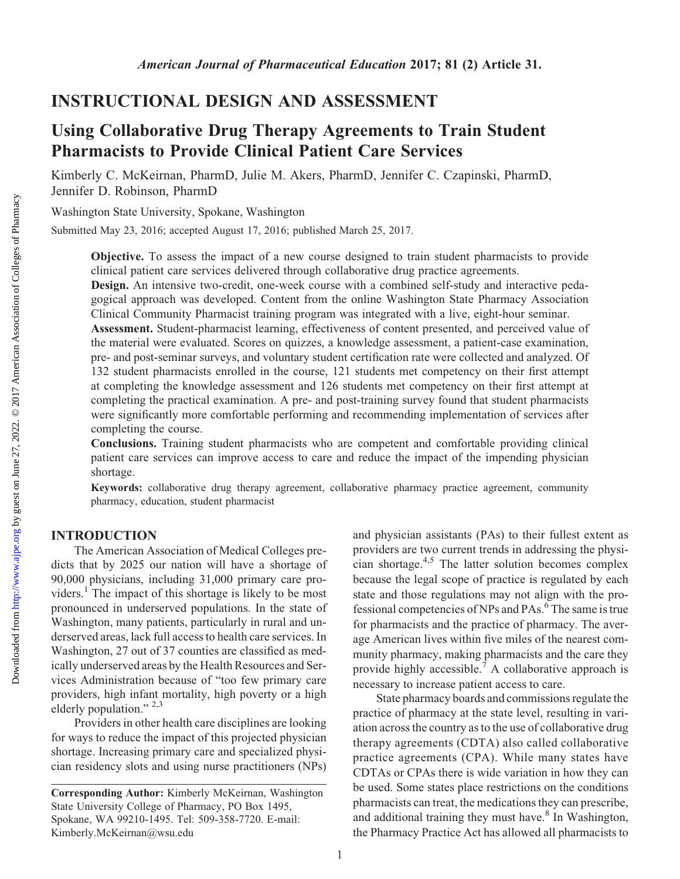## INSTRUCTIONAL DESIGN AND ASSESSMENT

# Using Collaborative Drug Therapy Agreements to Train Student Pharmacists to Provide Clinical Patient Care Services

Kimberly C. McKeirnan, PharmD, Julie M. Akers, PharmD, Jennifer C. Czapinski, PharmD, Jennifer D. Robinson, PharmD

Washington State University, Spokane, Washington

Submitted May 23, 2016; accepted August 17, 2016; published March 25, 2017.

**Objective.** To assess the impact of a new course designed to train student pharmacists to provide clinical patient care services delivered through collaborative drug practice agreements.

**Design.** An intensive two-credit, one-week course with a combined self-study and interactive pedagogical approach was developed. Content from the online Washington State Pharmacy Association Clinical Community Pharmacist training program was integrated with a live, eight-hour seminar.

**Assessment.** Student-pharmacist learning, effectiveness of content presented, and perceived value of the material were evaluated. Scores on quizzes, a knowledge assessment, a patient-case examination, pre- and post-seminar surveys, and voluntary student certification rate were collected and analyzed. Of 132 student pharmacists enrolled in the course, 121 students met competency on their first attempt at completing the knowledge assessment and 126 students met competency on their first attempt at completing the practical examination. A pre- and post-training survey found that student pharmacists were significantly more comfortable performing and recommending implementation of services after completing the course.

**Conclusions.** Training student pharmacists who are competent and comfortable providing clinical patient care services can improve access to care and reduce the impact of the impending physician shortage.

**Keywords:** collaborative drug therapy agreement, collaborative pharmacy practice agreement, community pharmacy, education, student pharmacist

## INTRODUCTION

The American Association of Medical Colleges predicts that by 2025 our nation will have a shortage of 90,000 physicians, including 31,000 primary care providers.[1] The impact of this shortage is likely to be most pronounced in underserved populations. In the state of Washington, many patients, particularly in rural and underserved areas, lack full access to health care services. In Washington, 27 out of 37 counties are classified as medically underserved areas by the Health Resources and Services Administration because of "too few primary care providers, high infant mortality, high poverty or a high elderly population."[2,3]

Providers in other health care disciplines are looking for ways to reduce the impact of this projected physician shortage. Increasing primary care and specialized physician residency slots and using nurse practitioners (NPs) and physician assistants (PAs) to their fullest extent as providers are two current trends in addressing the physician shortage.[4,5] The latter solution becomes complex because the legal scope of practice is regulated by each state and those regulations may not align with the professional competencies of NPs and PAs.[6] The same is true for pharmacists and the practice of pharmacy. The average American lives within five miles of the nearest community pharmacy, making pharmacists and the care they provide highly accessible.[7] A collaborative approach is necessary to increase patient access to care.

State pharmacy boards and commissions regulate the practice of pharmacy at the state level, resulting in variation across the country as to the use of collaborative drug therapy agreements (CDTA) also called collaborative practice agreements (CPA). While many states have CDTAs or CPAs there is wide variation in how they can be used. Some states place restrictions on the conditions pharmacists can treat, the medications they can prescribe, and additional training they must have.[8] In Washington, the Pharmacy Practice Act has allowed all pharmacists to

---

**Corresponding Author:** Kimberly McKeirnan, Washington State University College of Pharmacy, PO Box 1495, Spokane, WA 99210-1495. Tel: 509-358-7720. E-mail: Kimberly.McKeirnan@wsu.edu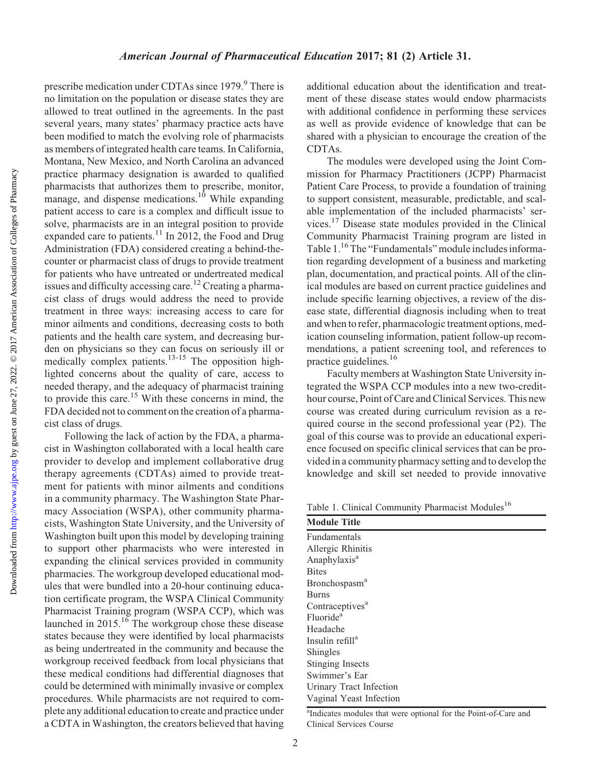prescribe medication under CDTAs since 1979.[9] There is no limitation on the population or disease states they are allowed to treat outlined in the agreements. In the past several years, many states' pharmacy practice acts have been modified to match the evolving role of pharmacists as members of integrated health care teams. In California, Montana, New Mexico, and North Carolina an advanced practice pharmacy designation is awarded to qualified pharmacists that authorizes them to prescribe, monitor, manage, and dispense medications.[10] While expanding patient access to care is a complex and difficult issue to solve, pharmacists are in an integral position to provide expanded care to patients.[11] In 2012, the Food and Drug Administration (FDA) considered creating a behind-the-counter or pharmacist class of drugs to provide treatment for patients who have untreated or undertreated medical issues and difficulty accessing care.[12] Creating a pharmacist class of drugs would address the need to provide treatment in three ways: increasing access to care for minor ailments and conditions, decreasing costs to both patients and the health care system, and decreasing burden on physicians so they can focus on seriously ill or medically complex patients.[13-15] The opposition highlighted concerns about the quality of care, access to needed therapy, and the adequacy of pharmacist training to provide this care.[15] With these concerns in mind, the FDA decided not to comment on the creation of a pharmacist class of drugs.

Following the lack of action by the FDA, a pharmacist in Washington collaborated with a local health care provider to develop and implement collaborative drug therapy agreements (CDTAs) aimed to provide treatment for patients with minor ailments and conditions in a community pharmacy. The Washington State Pharmacy Association (WSPA), other community pharmacists, Washington State University, and the University of Washington built upon this model by developing training to support other pharmacists who were interested in expanding the clinical services provided in community pharmacies. The workgroup developed educational modules that were bundled into a 20-hour continuing education certificate program, the WSPA Clinical Community Pharmacist Training program (WSPA CCP), which was launched in 2015.[16] The workgroup chose these disease states because they were identified by local pharmacists as being undertreated in the community and because the workgroup received feedback from local physicians that these medical conditions had differential diagnoses that could be determined with minimally invasive or complex procedures. While pharmacists are not required to complete any additional education to create and practice under a CDTA in Washington, the creators believed that having additional education about the identification and treatment of these disease states would endow pharmacists with additional confidence in performing these services as well as provide evidence of knowledge that can be shared with a physician to encourage the creation of the CDTAs.

The modules were developed using the Joint Commission for Pharmacy Practitioners (JCPP) Pharmacist Patient Care Process, to provide a foundation of training to support consistent, measurable, predictable, and scalable implementation of the included pharmacists' services.[17] Disease state modules provided in the Clinical Community Pharmacist Training program are listed in Table 1.[16] The "Fundamentals" module includes information regarding development of a business and marketing plan, documentation, and practical points. All of the clinical modules are based on current practice guidelines and include specific learning objectives, a review of the disease state, differential diagnosis including when to treat and when to refer, pharmacologic treatment options, medication counseling information, patient follow-up recommendations, a patient screening tool, and references to practice guidelines.[16]

Faculty members at Washington State University integrated the WSPA CCP modules into a new two-credit-hour course, Point of Care and Clinical Services. This new course was created during curriculum revision as a required course in the second professional year (P2). The goal of this course was to provide an educational experience focused on specific clinical services that can be provided in a community pharmacy setting and to develop the knowledge and skill set needed to provide innovative

Table 1. Clinical Community Pharmacist Modules[16]

| Module Title |
|---|
| Fundamentals |
| Allergic Rhinitis |
| Anaphylaxis[a] |
| Bites |
| Bronchospasm[a] |
| Burns |
| Contraceptives[a] |
| Fluoride[a] |
| Headache |
| Insulin refill[a] |
| Shingles |
| Stinging Insects |
| Swimmer's Ear |
| Urinary Tract Infection |
| Vaginal Yeast Infection |

[a]Indicates modules that were optional for the Point-of-Care and Clinical Services Course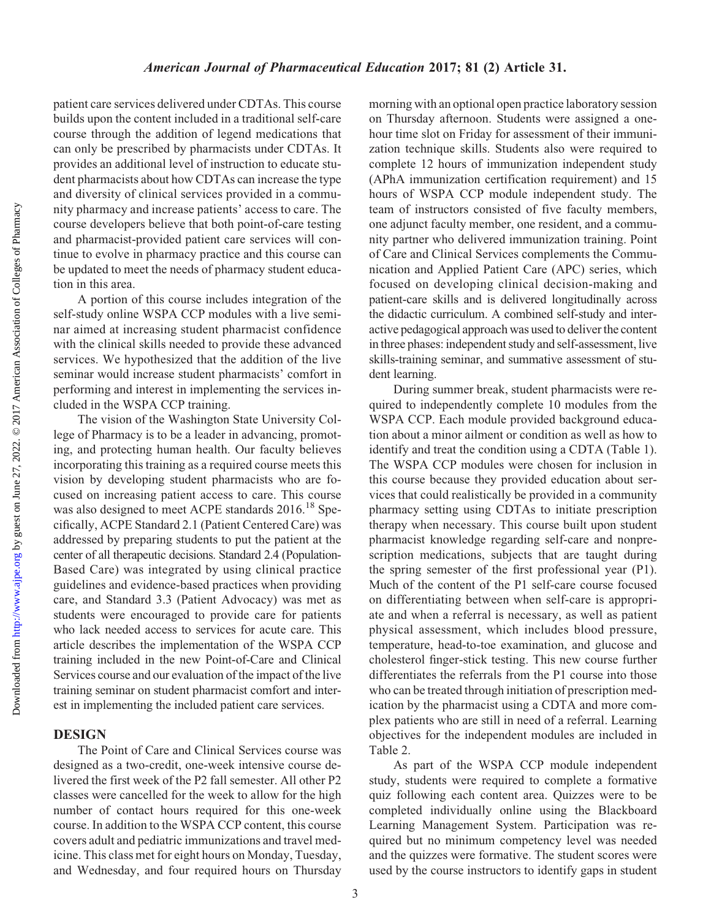patient care services delivered under CDTAs. This course builds upon the content included in a traditional self-care course through the addition of legend medications that can only be prescribed by pharmacists under CDTAs. It provides an additional level of instruction to educate student pharmacists about how CDTAs can increase the type and diversity of clinical services provided in a community pharmacy and increase patients' access to care. The course developers believe that both point-of-care testing and pharmacist-provided patient care services will continue to evolve in pharmacy practice and this course can be updated to meet the needs of pharmacy student education in this area.

A portion of this course includes integration of the self-study online WSPA CCP modules with a live seminar aimed at increasing student pharmacist confidence with the clinical skills needed to provide these advanced services. We hypothesized that the addition of the live seminar would increase student pharmacists' comfort in performing and interest in implementing the services included in the WSPA CCP training.

The vision of the Washington State University College of Pharmacy is to be a leader in advancing, promoting, and protecting human health. Our faculty believes incorporating this training as a required course meets this vision by developing student pharmacists who are focused on increasing patient access to care. This course was also designed to meet ACPE standards 2016.[18] Specifically, ACPE Standard 2.1 (Patient Centered Care) was addressed by preparing students to put the patient at the center of all therapeutic decisions. Standard 2.4 (Population-Based Care) was integrated by using clinical practice guidelines and evidence-based practices when providing care, and Standard 3.3 (Patient Advocacy) was met as students were encouraged to provide care for patients who lack needed access to services for acute care. This article describes the implementation of the WSPA CCP training included in the new Point-of-Care and Clinical Services course and our evaluation of the impact of the live training seminar on student pharmacist comfort and interest in implementing the included patient care services.

## DESIGN

The Point of Care and Clinical Services course was designed as a two-credit, one-week intensive course delivered the first week of the P2 fall semester. All other P2 classes were cancelled for the week to allow for the high number of contact hours required for this one-week course. In addition to the WSPA CCP content, this course covers adult and pediatric immunizations and travel medicine. This class met for eight hours on Monday, Tuesday, and Wednesday, and four required hours on Thursday morning with an optional open practice laboratory session on Thursday afternoon. Students were assigned a one-hour time slot on Friday for assessment of their immunization technique skills. Students also were required to complete 12 hours of immunization independent study (APhA immunization certification requirement) and 15 hours of WSPA CCP module independent study. The team of instructors consisted of five faculty members, one adjunct faculty member, one resident, and a community partner who delivered immunization training. Point of Care and Clinical Services complements the Communication and Applied Patient Care (APC) series, which focused on developing clinical decision-making and patient-care skills and is delivered longitudinally across the didactic curriculum. A combined self-study and interactive pedagogical approach was used to deliver the content in three phases: independent study and self-assessment, live skills-training seminar, and summative assessment of student learning.

During summer break, student pharmacists were required to independently complete 10 modules from the WSPA CCP. Each module provided background education about a minor ailment or condition as well as how to identify and treat the condition using a CDTA (Table 1). The WSPA CCP modules were chosen for inclusion in this course because they provided education about services that could realistically be provided in a community pharmacy setting using CDTAs to initiate prescription therapy when necessary. This course built upon student pharmacist knowledge regarding self-care and nonprescription medications, subjects that are taught during the spring semester of the first professional year (P1). Much of the content of the P1 self-care course focused on differentiating between when self-care is appropriate and when a referral is necessary, as well as patient physical assessment, which includes blood pressure, temperature, head-to-toe examination, and glucose and cholesterol finger-stick testing. This new course further differentiates the referrals from the P1 course into those who can be treated through initiation of prescription medication by the pharmacist using a CDTA and more complex patients who are still in need of a referral. Learning objectives for the independent modules are included in Table 2.

As part of the WSPA CCP module independent study, students were required to complete a formative quiz following each content area. Quizzes were to be completed individually online using the Blackboard Learning Management System. Participation was required but no minimum competency level was needed and the quizzes were formative. The student scores were used by the course instructors to identify gaps in student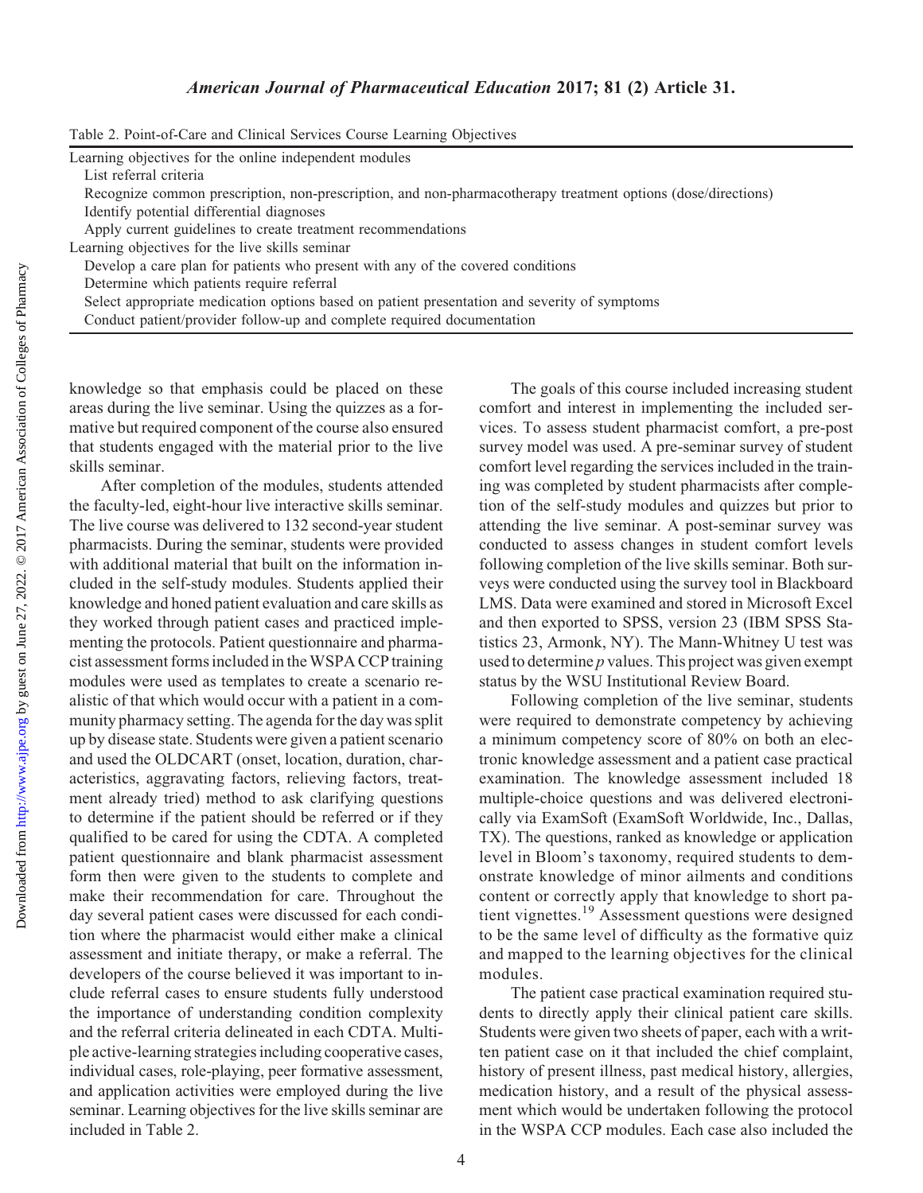Table 2. Point-of-Care and Clinical Services Course Learning Objectives

| Learning objectives |
|---|
| **Learning objectives for the online independent modules** |
| List referral criteria |
| Recognize common prescription, non-prescription, and non-pharmacotherapy treatment options (dose/directions) |
| Identify potential differential diagnoses |
| Apply current guidelines to create treatment recommendations |
| **Learning objectives for the live skills seminar** |
| Develop a care plan for patients who present with any of the covered conditions |
| Determine which patients require referral |
| Select appropriate medication options based on patient presentation and severity of symptoms |
| Conduct patient/provider follow-up and complete required documentation |

knowledge so that emphasis could be placed on these areas during the live seminar. Using the quizzes as a formative but required component of the course also ensured that students engaged with the material prior to the live skills seminar.

After completion of the modules, students attended the faculty-led, eight-hour live interactive skills seminar. The live course was delivered to 132 second-year student pharmacists. During the seminar, students were provided with additional material that built on the information included in the self-study modules. Students applied their knowledge and honed patient evaluation and care skills as they worked through patient cases and practiced implementing the protocols. Patient questionnaire and pharmacist assessment forms included in the WSPA CCP training modules were used as templates to create a scenario realistic of that which would occur with a patient in a community pharmacy setting. The agenda for the day was split up by disease state. Students were given a patient scenario and used the OLDCART (onset, location, duration, characteristics, aggravating factors, relieving factors, treatment already tried) method to ask clarifying questions to determine if the patient should be referred or if they qualified to be cared for using the CDTA. A completed patient questionnaire and blank pharmacist assessment form then were given to the students to complete and make their recommendation for care. Throughout the day several patient cases were discussed for each condition where the pharmacist would either make a clinical assessment and initiate therapy, or make a referral. The developers of the course believed it was important to include referral cases to ensure students fully understood the importance of understanding condition complexity and the referral criteria delineated in each CDTA. Multiple active-learning strategies including cooperative cases, individual cases, role-playing, peer formative assessment, and application activities were employed during the live seminar. Learning objectives for the live skills seminar are included in Table 2.

The goals of this course included increasing student comfort and interest in implementing the included services. To assess student pharmacist comfort, a pre-post survey model was used. A pre-seminar survey of student comfort level regarding the services included in the training was completed by student pharmacists after completion of the self-study modules and quizzes but prior to attending the live seminar. A post-seminar survey was conducted to assess changes in student comfort levels following completion of the live skills seminar. Both surveys were conducted using the survey tool in Blackboard LMS. Data were examined and stored in Microsoft Excel and then exported to SPSS, version 23 (IBM SPSS Statistics 23, Armonk, NY). The Mann-Whitney U test was used to determine $p$ values. This project was given exempt status by the WSU Institutional Review Board.

Following completion of the live seminar, students were required to demonstrate competency by achieving a minimum competency score of 80% on both an electronic knowledge assessment and a patient case practical examination. The knowledge assessment included 18 multiple-choice questions and was delivered electronically via ExamSoft (ExamSoft Worldwide, Inc., Dallas, TX). The questions, ranked as knowledge or application level in Bloom's taxonomy, required students to demonstrate knowledge of minor ailments and conditions content or correctly apply that knowledge to short patient vignettes.[19] Assessment questions were designed to be the same level of difficulty as the formative quiz and mapped to the learning objectives for the clinical modules.

The patient case practical examination required students to directly apply their clinical patient care skills. Students were given two sheets of paper, each with a written patient case on it that included the chief complaint, history of present illness, past medical history, allergies, medication history, and a result of the physical assessment which would be undertaken following the protocol in the WSPA CCP modules. Each case also included the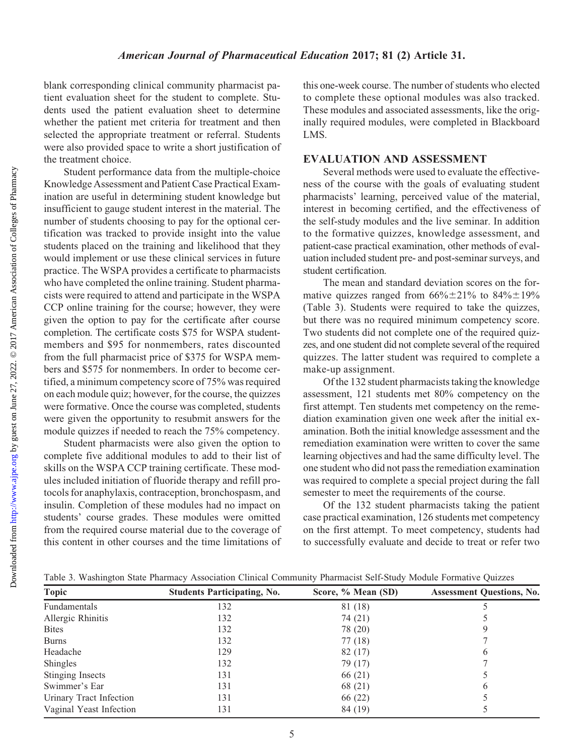blank corresponding clinical community pharmacist patient evaluation sheet for the student to complete. Students used the patient evaluation sheet to determine whether the patient met criteria for treatment and then selected the appropriate treatment or referral. Students were also provided space to write a short justification of the treatment choice.

Student performance data from the multiple-choice Knowledge Assessment and Patient Case Practical Examination are useful in determining student knowledge but insufficient to gauge student interest in the material. The number of students choosing to pay for the optional certification was tracked to provide insight into the value students placed on the training and likelihood that they would implement or use these clinical services in future practice. The WSPA provides a certificate to pharmacists who have completed the online training. Student pharmacists were required to attend and participate in the WSPA CCP online training for the course; however, they were given the option to pay for the certificate after course completion. The certificate costs $75 for WSPA student-members and $95 for nonmembers, rates discounted from the full pharmacist price of $375 for WSPA members and $575 for nonmembers. In order to become certified, a minimum competency score of 75% was required on each module quiz; however, for the course, the quizzes were formative. Once the course was completed, students were given the opportunity to resubmit answers for the module quizzes if needed to reach the 75% competency.

Student pharmacists were also given the option to complete five additional modules to add to their list of skills on the WSPA CCP training certificate. These modules included initiation of fluoride therapy and refill protocols for anaphylaxis, contraception, bronchospasm, and insulin. Completion of these modules had no impact on students' course grades. These modules were omitted from the required course material due to the coverage of this content in other courses and the time limitations of this one-week course. The number of students who elected to complete these optional modules was also tracked. These modules and associated assessments, like the originally required modules, were completed in Blackboard LMS.

## EVALUATION AND ASSESSMENT

Several methods were used to evaluate the effectiveness of the course with the goals of evaluating student pharmacists' learning, perceived value of the material, interest in becoming certified, and the effectiveness of the self-study modules and the live seminar. In addition to the formative quizzes, knowledge assessment, and patient-case practical examination, other methods of evaluation included student pre- and post-seminar surveys, and student certification.

The mean and standard deviation scores on the formative quizzes ranged from 66%±21% to 84%±19% (Table 3). Students were required to take the quizzes, but there was no required minimum competency score. Two students did not complete one of the required quizzes, and one student did not complete several of the required quizzes. The latter student was required to complete a make-up assignment.

Of the 132 student pharmacists taking the knowledge assessment, 121 students met 80% competency on the first attempt. Ten students met competency on the remediation examination given one week after the initial examination. Both the initial knowledge assessment and the remediation examination were written to cover the same learning objectives and had the same difficulty level. The one student who did not pass the remediation examination was required to complete a special project during the fall semester to meet the requirements of the course.

Of the 132 student pharmacists taking the patient case practical examination, 126 students met competency on the first attempt. To meet competency, students had to successfully evaluate and decide to treat or refer two

Table 3. Washington State Pharmacy Association Clinical Community Pharmacist Self-Study Module Formative Quizzes

| Topic | Students Participating, No. | Score, % Mean (SD) | Assessment Questions, No. |
|---|---|---|---|
| Fundamentals | 132 | 81 (18) | 5 |
| Allergic Rhinitis | 132 | 74 (21) | 5 |
| Bites | 132 | 78 (20) | 9 |
| Burns | 132 | 77 (18) | 7 |
| Headache | 129 | 82 (17) | 6 |
| Shingles | 132 | 79 (17) | 7 |
| Stinging Insects | 131 | 66 (21) | 5 |
| Swimmer's Ear | 131 | 68 (21) | 6 |
| Urinary Tract Infection | 131 | 66 (22) | 5 |
| Vaginal Yeast Infection | 131 | 84 (19) | 5 |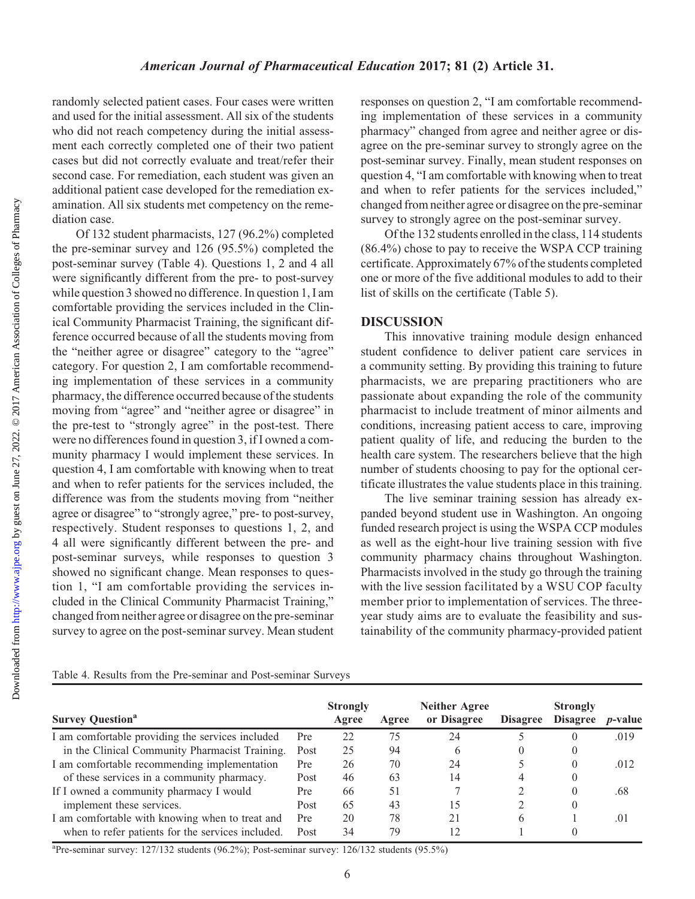randomly selected patient cases. Four cases were written and used for the initial assessment. All six of the students who did not reach competency during the initial assessment each correctly completed one of their two patient cases but did not correctly evaluate and treat/refer their second case. For remediation, each student was given an additional patient case developed for the remediation examination. All six students met competency on the remediation case.

Of 132 student pharmacists, 127 (96.2%) completed the pre-seminar survey and 126 (95.5%) completed the post-seminar survey (Table 4). Questions 1, 2 and 4 all were significantly different from the pre- to post-survey while question 3 showed no difference. In question 1, I am comfortable providing the services included in the Clinical Community Pharmacist Training, the significant difference occurred because of all the students moving from the "neither agree or disagree" category to the "agree" category. For question 2, I am comfortable recommending implementation of these services in a community pharmacy, the difference occurred because of the students moving from "agree" and "neither agree or disagree" in the pre-test to "strongly agree" in the post-test. There were no differences found in question 3, if I owned a community pharmacy I would implement these services. In question 4, I am comfortable with knowing when to treat and when to refer patients for the services included, the difference was from the students moving from "neither agree or disagree" to "strongly agree," pre- to post-survey, respectively. Student responses to questions 1, 2, and 4 all were significantly different between the pre- and post-seminar surveys, while responses to question 3 showed no significant change. Mean responses to question 1, "I am comfortable providing the services included in the Clinical Community Pharmacist Training," changed from neither agree or disagree on the pre-seminar survey to agree on the post-seminar survey. Mean student responses on question 2, "I am comfortable recommending implementation of these services in a community pharmacy" changed from agree and neither agree or disagree on the pre-seminar survey to strongly agree on the post-seminar survey. Finally, mean student responses on question 4, "I am comfortable with knowing when to treat and when to refer patients for the services included," changed from neither agree or disagree on the pre-seminar survey to strongly agree on the post-seminar survey.

Of the 132 students enrolled in the class, 114 students (86.4%) chose to pay to receive the WSPA CCP training certificate. Approximately 67% of the students completed one or more of the five additional modules to add to their list of skills on the certificate (Table 5).

## DISCUSSION

This innovative training module design enhanced student confidence to deliver patient care services in a community setting. By providing this training to future pharmacists, we are preparing practitioners who are passionate about expanding the role of the community pharmacist to include treatment of minor ailments and conditions, increasing patient access to care, improving patient quality of life, and reducing the burden to the health care system. The researchers believe that the high number of students choosing to pay for the optional certificate illustrates the value students place in this training.

The live seminar training session has already expanded beyond student use in Washington. An ongoing funded research project is using the WSPA CCP modules as well as the eight-hour live training session with five community pharmacy chains throughout Washington. Pharmacists involved in the study go through the training with the live session facilitated by a WSU COP faculty member prior to implementation of services. The three-year study aims are to evaluate the feasibility and sustainability of the community pharmacy-provided patient

Table 4. Results from the Pre-seminar and Post-seminar Surveys

| Survey Question[a] | | Strongly Agree | Agree | Neither Agree or Disagree | Disagree | Strongly Disagree | *p*-value |
|---|---|---|---|---|---|---|---|
| I am comfortable providing the services included in the Clinical Community Pharmacist Training. | Pre | 22 | 75 | 24 | 5 | 0 | .019 |
| | Post | 25 | 94 | 6 | 0 | 0 | |
| I am comfortable recommending implementation of these services in a community pharmacy. | Pre | 26 | 70 | 24 | 5 | 0 | .012 |
| | Post | 46 | 63 | 14 | 4 | 0 | |
| If I owned a community pharmacy I would implement these services. | Pre | 66 | 51 | 7 | 2 | 0 | .68 |
| | Post | 65 | 43 | 15 | 2 | 0 | |
| I am comfortable with knowing when to treat and when to refer patients for the services included. | Pre | 20 | 78 | 21 | 6 | 1 | .01 |
| | Post | 34 | 79 | 12 | 1 | 0 | |

[a]Pre-seminar survey: 127/132 students (96.2%); Post-seminar survey: 126/132 students (95.5%)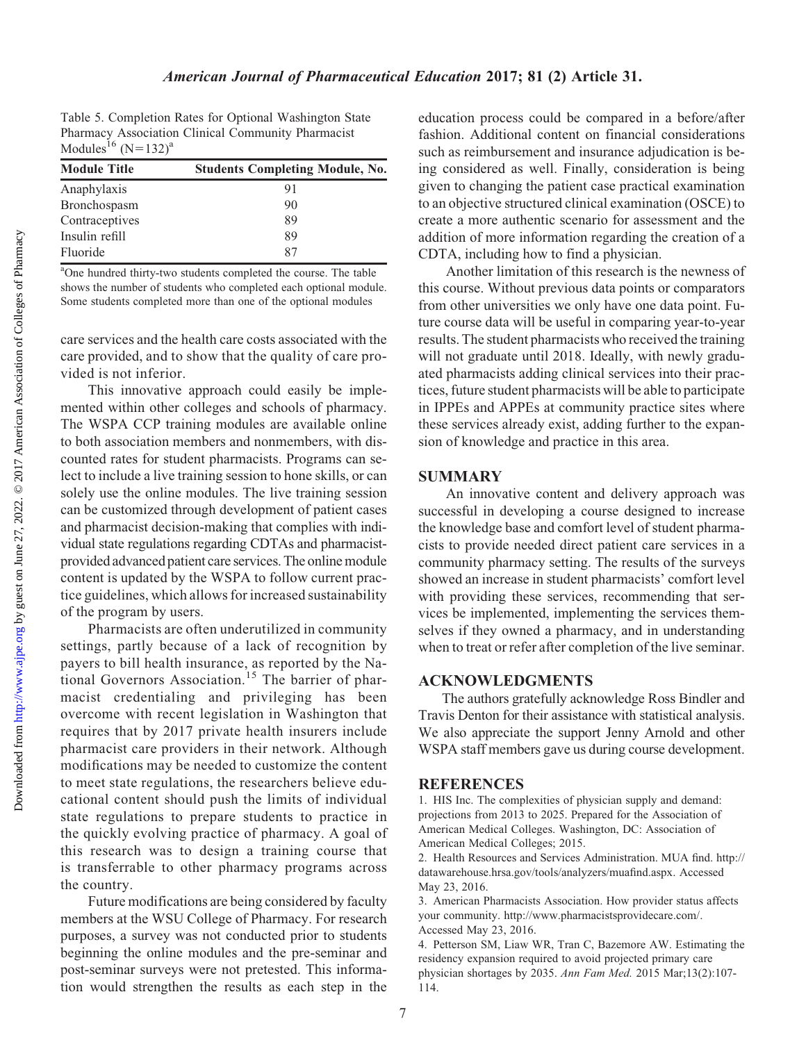Table 5. Completion Rates for Optional Washington State Pharmacy Association Clinical Community Pharmacist Modules[16] (N=132)[a]

| Module Title | Students Completing Module, No. |
|---|---|
| Anaphylaxis | 91 |
| Bronchospasm | 90 |
| Contraceptives | 89 |
| Insulin refill | 89 |
| Fluoride | 87 |

[a]One hundred thirty-two students completed the course. The table shows the number of students who completed each optional module. Some students completed more than one of the optional modules

care services and the health care costs associated with the care provided, and to show that the quality of care provided is not inferior.

This innovative approach could easily be implemented within other colleges and schools of pharmacy. The WSPA CCP training modules are available online to both association members and nonmembers, with discounted rates for student pharmacists. Programs can select to include a live training session to hone skills, or can solely use the online modules. The live training session can be customized through development of patient cases and pharmacist decision-making that complies with individual state regulations regarding CDTAs and pharmacist-provided advanced patient care services. The online module content is updated by the WSPA to follow current practice guidelines, which allows for increased sustainability of the program by users.

Pharmacists are often underutilized in community settings, partly because of a lack of recognition by payers to bill health insurance, as reported by the National Governors Association.[15] The barrier of pharmacist credentialing and privileging has been overcome with recent legislation in Washington that requires that by 2017 private health insurers include pharmacist care providers in their network. Although modifications may be needed to customize the content to meet state regulations, the researchers believe educational content should push the limits of individual state regulations to prepare students to practice in the quickly evolving practice of pharmacy. A goal of this research was to design a training course that is transferrable to other pharmacy programs across the country.

Future modifications are being considered by faculty members at the WSU College of Pharmacy. For research purposes, a survey was not conducted prior to students beginning the online modules and the pre-seminar and post-seminar surveys were not pretested. This information would strengthen the results as each step in the education process could be compared in a before/after fashion. Additional content on financial considerations such as reimbursement and insurance adjudication is being considered as well. Finally, consideration is being given to changing the patient case practical examination to an objective structured clinical examination (OSCE) to create a more authentic scenario for assessment and the addition of more information regarding the creation of a CDTA, including how to find a physician.

Another limitation of this research is the newness of this course. Without previous data points or comparators from other universities we only have one data point. Future course data will be useful in comparing year-to-year results. The student pharmacists who received the training will not graduate until 2018. Ideally, with newly graduated pharmacists adding clinical services into their practices, future student pharmacists will be able to participate in IPPEs and APPEs at community practice sites where these services already exist, adding further to the expansion of knowledge and practice in this area.

## SUMMARY

An innovative content and delivery approach was successful in developing a course designed to increase the knowledge base and comfort level of student pharmacists to provide needed direct patient care services in a community pharmacy setting. The results of the surveys showed an increase in student pharmacists' comfort level with providing these services, recommending that services be implemented, implementing the services themselves if they owned a pharmacy, and in understanding when to treat or refer after completion of the live seminar.

## ACKNOWLEDGMENTS

The authors gratefully acknowledge Ross Bindler and Travis Denton for their assistance with statistical analysis. We also appreciate the support Jenny Arnold and other WSPA staff members gave us during course development.

## REFERENCES

1. HIS Inc. The complexities of physician supply and demand: projections from 2013 to 2025. Prepared for the Association of American Medical Colleges. Washington, DC: Association of American Medical Colleges; 2015.
2. Health Resources and Services Administration. MUA find. http://datawarehouse.hrsa.gov/tools/analyzers/muafind.aspx. Accessed May 23, 2016.
3. American Pharmacists Association. How provider status affects your community. http://www.pharmacistsprovidecare.com/. Accessed May 23, 2016.
4. Petterson SM, Liaw WR, Tran C, Bazemore AW. Estimating the residency expansion required to avoid projected primary care physician shortages by 2035. *Ann Fam Med.* 2015 Mar;13(2):107-114.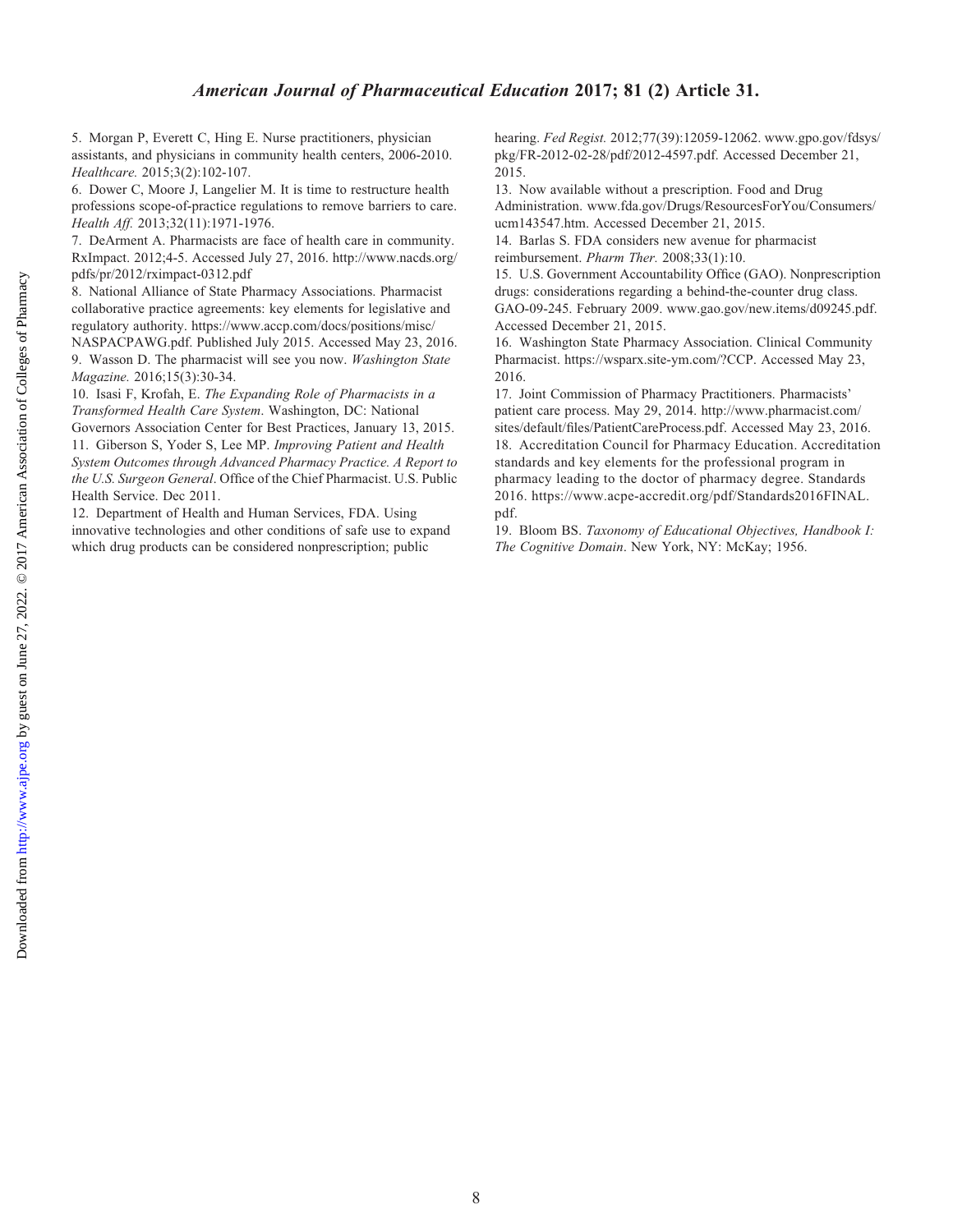5. Morgan P, Everett C, Hing E. Nurse practitioners, physician assistants, and physicians in community health centers, 2006-2010. *Healthcare.* 2015;3(2):102-107.

6. Dower C, Moore J, Langelier M. It is time to restructure health professions scope-of-practice regulations to remove barriers to care. *Health Aff.* 2013;32(11):1971-1976.

7. DeArment A. Pharmacists are face of health care in community. RxImpact. 2012;4-5. Accessed July 27, 2016. http://www.nacds.org/pdfs/pr/2012/rximpact-0312.pdf

8. National Alliance of State Pharmacy Associations. Pharmacist collaborative practice agreements: key elements for legislative and regulatory authority. https://www.accp.com/docs/positions/misc/NASPACPAWG.pdf. Published July 2015. Accessed May 23, 2016.

9. Wasson D. The pharmacist will see you now. *Washington State Magazine.* 2016;15(3):30-34.

10. Isasi F, Krofah, E. *The Expanding Role of Pharmacists in a Transformed Health Care System*. Washington, DC: National Governors Association Center for Best Practices, January 13, 2015.

11. Giberson S, Yoder S, Lee MP. *Improving Patient and Health System Outcomes through Advanced Pharmacy Practice. A Report to the U.S. Surgeon General*. Office of the Chief Pharmacist. U.S. Public Health Service. Dec 2011.

12. Department of Health and Human Services, FDA. Using innovative technologies and other conditions of safe use to expand which drug products can be considered nonprescription; public hearing. *Fed Regist.* 2012;77(39):12059-12062. www.gpo.gov/fdsys/pkg/FR-2012-02-28/pdf/2012-4597.pdf. Accessed December 21, 2015.

13. Now available without a prescription. Food and Drug Administration. www.fda.gov/Drugs/ResourcesForYou/Consumers/ucm143547.htm. Accessed December 21, 2015.

14. Barlas S. FDA considers new avenue for pharmacist reimbursement. *Pharm Ther.* 2008;33(1):10.

15. U.S. Government Accountability Office (GAO). Nonprescription drugs: considerations regarding a behind-the-counter drug class. GAO-09-245. February 2009. www.gao.gov/new.items/d09245.pdf. Accessed December 21, 2015.

16. Washington State Pharmacy Association. Clinical Community Pharmacist. https://wsparx.site-ym.com/?CCP. Accessed May 23, 2016.

17. Joint Commission of Pharmacy Practitioners. Pharmacists' patient care process. May 29, 2014. http://www.pharmacist.com/sites/default/files/PatientCareProcess.pdf. Accessed May 23, 2016.

18. Accreditation Council for Pharmacy Education. Accreditation standards and key elements for the professional program in pharmacy leading to the doctor of pharmacy degree. Standards 2016. https://www.acpe-accredit.org/pdf/Standards2016FINAL.pdf.

19. Bloom BS. *Taxonomy of Educational Objectives, Handbook I: The Cognitive Domain*. New York, NY: McKay; 1956.